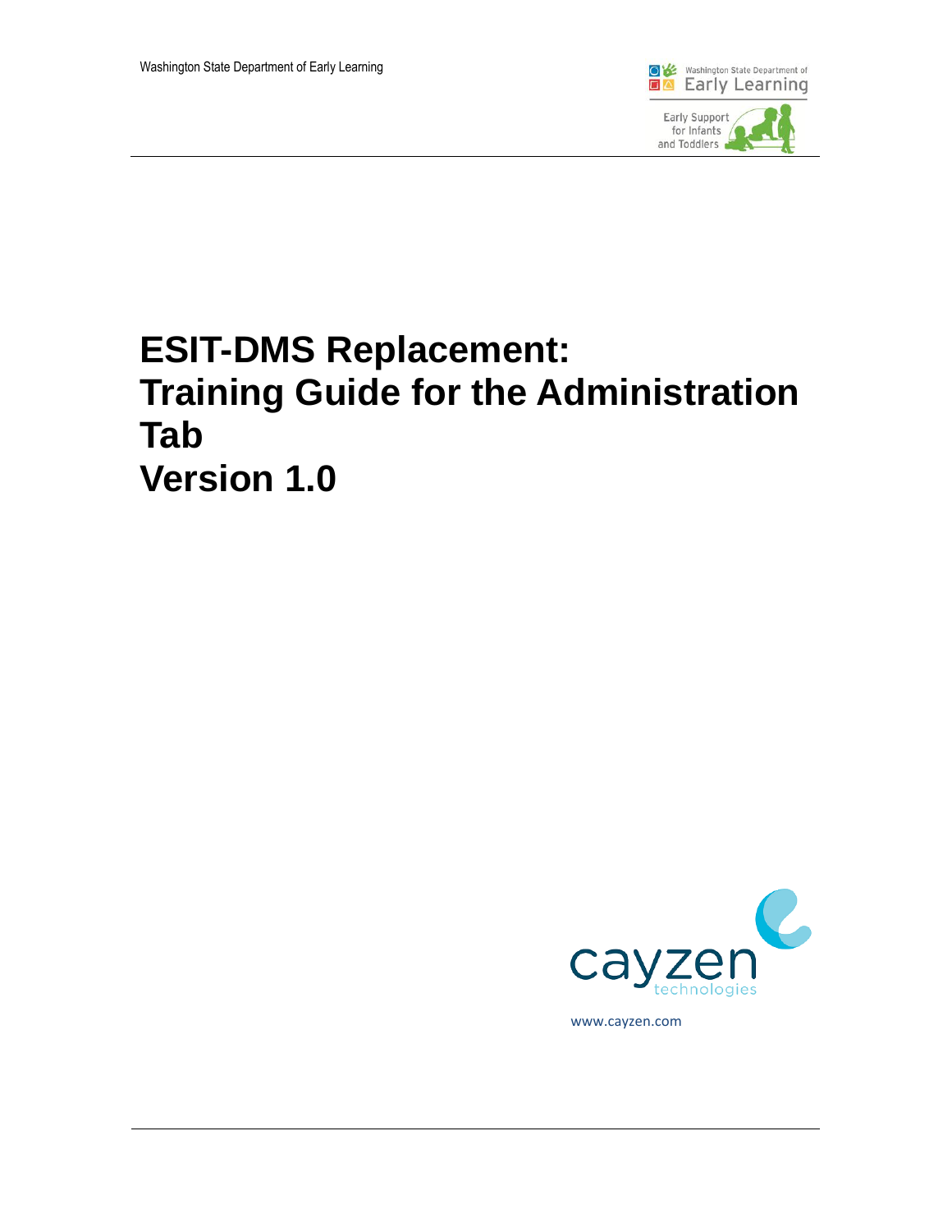Washington State Department of Early Learning

Washington State Department of Early Learning

Early Support for Infants and Toddlers

# ESIT-DMS Replacement: Training Guide for the Administration Tab Version 1.0

cayzen technologies

www.cayzen.com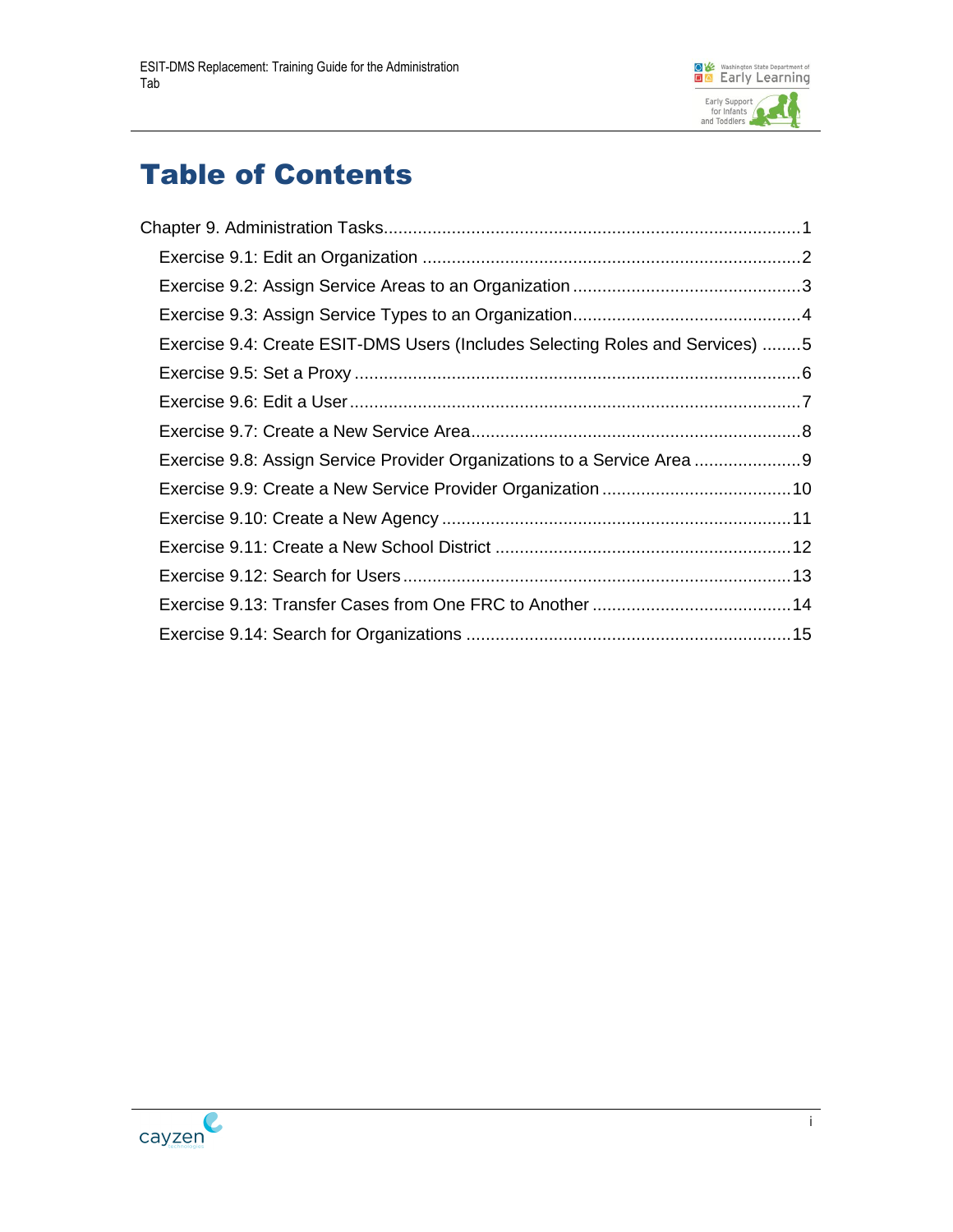# Table of Contents

Chapter 9. Administration Tasks......................................................................................1

- Exercise 9.1: Edit an Organization ..............................................................................2
- Exercise 9.2: Assign Service Areas to an Organization ...............................................3
- Exercise 9.3: Assign Service Types to an Organization...............................................4
- Exercise 9.4: Create ESIT-DMS Users (Includes Selecting Roles and Services) ........5
- Exercise 9.5: Set a Proxy ............................................................................................6
- Exercise 9.6: Edit a User.............................................................................................7
- Exercise 9.7: Create a New Service Area....................................................................8
- Exercise 9.8: Assign Service Provider Organizations to a Service Area ......................9
- Exercise 9.9: Create a New Service Provider Organization .......................................10
- Exercise 9.10: Create a New Agency ........................................................................11
- Exercise 9.11: Create a New School District .............................................................12
- Exercise 9.12: Search for Users ................................................................................13
- Exercise 9.13: Transfer Cases from One FRC to Another .........................................14
- Exercise 9.14: Search for Organizations ...................................................................15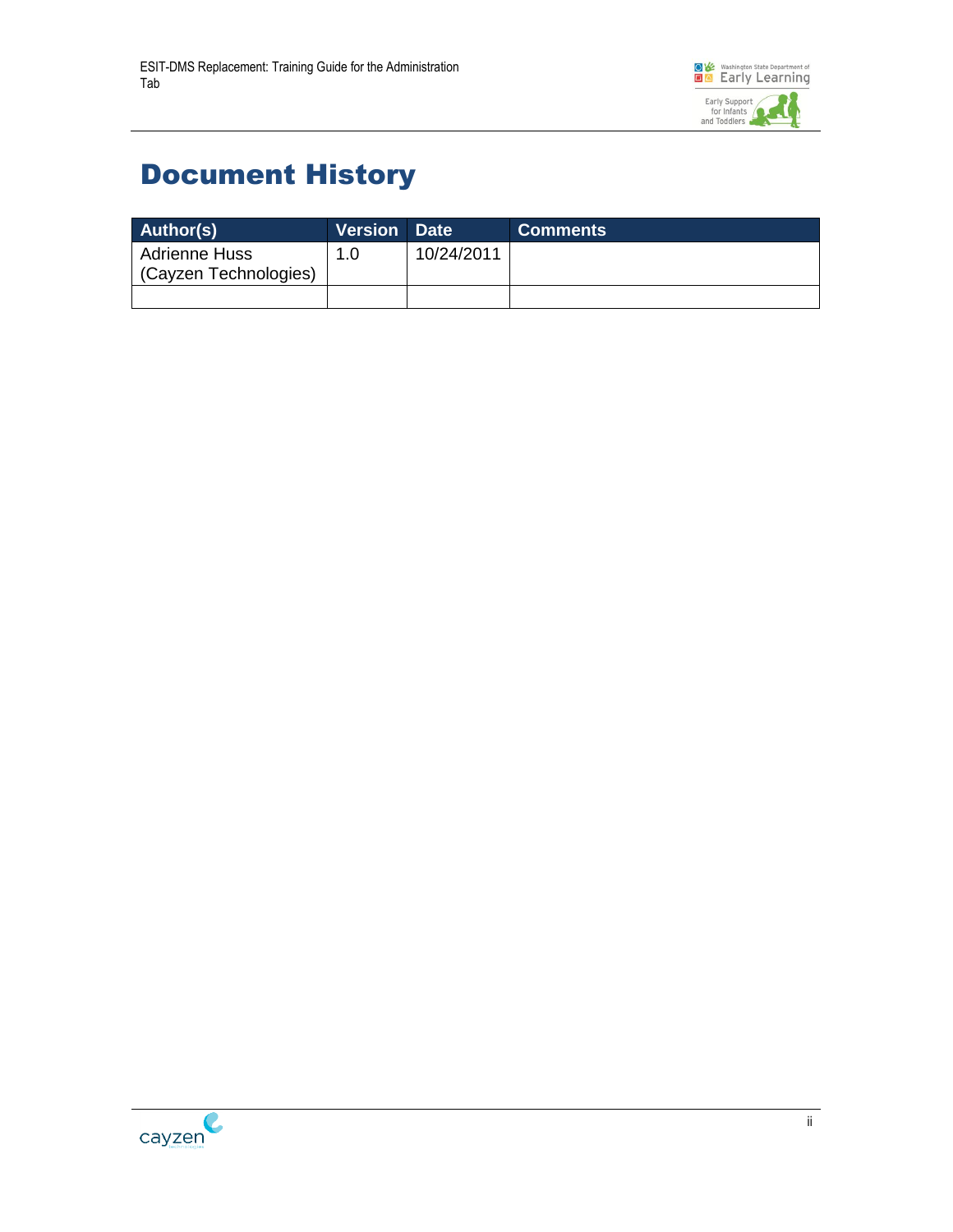# Document History

| Author(s) | Version | Date | Comments |
| --- | --- | --- | --- |
| Adrienne Huss (Cayzen Technologies) | 1.0 | 10/24/2011 | |
| | | | |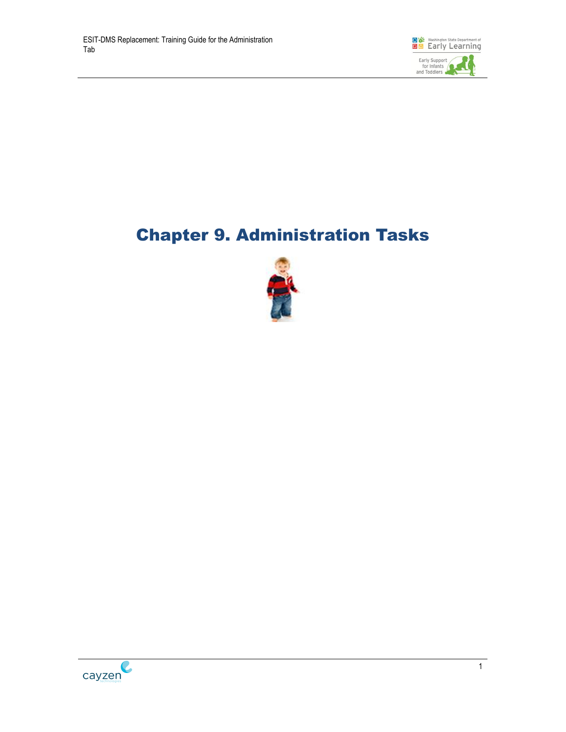# Chapter 9. Administration Tasks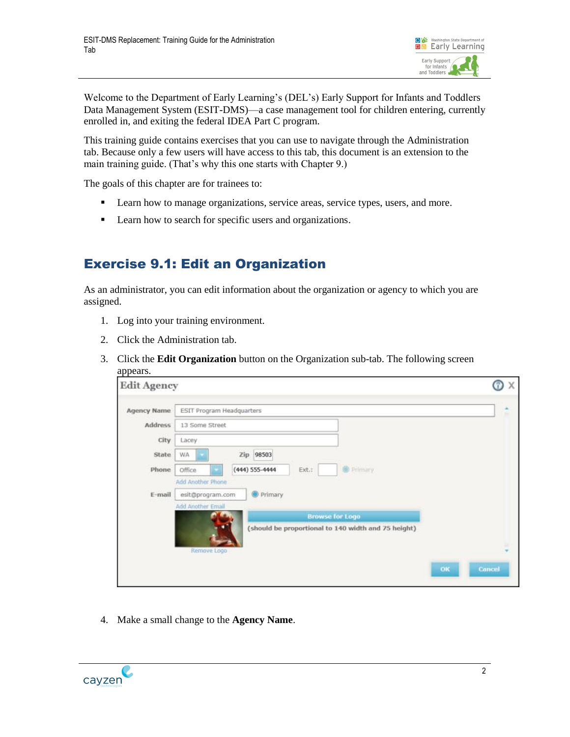Welcome to the Department of Early Learning's (DEL's) Early Support for Infants and Toddlers Data Management System (ESIT-DMS)—a case management tool for children entering, currently enrolled in, and exiting the federal IDEA Part C program.

This training guide contains exercises that you can use to navigate through the Administration tab. Because only a few users will have access to this tab, this document is an extension to the main training guide. (That's why this one starts with Chapter 9.)

The goals of this chapter are for trainees to:

- Learn how to manage organizations, service areas, service types, users, and more.
- Learn how to search for specific users and organizations.

## Exercise 9.1: Edit an Organization

As an administrator, you can edit information about the organization or agency to which you are assigned.

1. Log into your training environment.
2. Click the Administration tab.
3. Click the **Edit Organization** button on the Organization sub-tab. The following screen appears.

4. Make a small change to the **Agency Name**.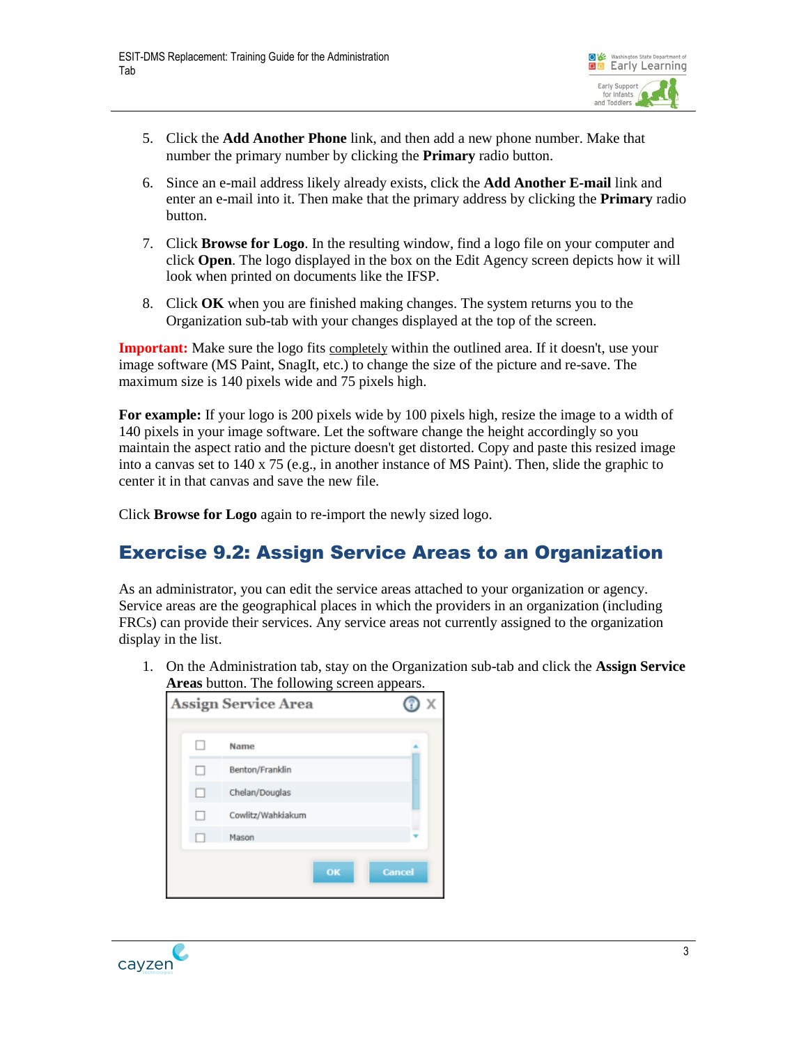5. Click the **Add Another Phone** link, and then add a new phone number. Make that number the primary number by clicking the **Primary** radio button.

6. Since an e-mail address likely already exists, click the **Add Another E-mail** link and enter an e-mail into it. Then make that the primary address by clicking the **Primary** radio button.

7. Click **Browse for Logo**. In the resulting window, find a logo file on your computer and click **Open**. The logo displayed in the box on the Edit Agency screen depicts how it will look when printed on documents like the IFSP.

8. Click **OK** when you are finished making changes. The system returns you to the Organization sub-tab with your changes displayed at the top of the screen.

**Important:** Make sure the logo fits completely within the outlined area. If it doesn't, use your image software (MS Paint, SnagIt, etc.) to change the size of the picture and re-save. The maximum size is 140 pixels wide and 75 pixels high.

**For example:** If your logo is 200 pixels wide by 100 pixels high, resize the image to a width of 140 pixels in your image software. Let the software change the height accordingly so you maintain the aspect ratio and the picture doesn't get distorted. Copy and paste this resized image into a canvas set to 140 x 75 (e.g., in another instance of MS Paint). Then, slide the graphic to center it in that canvas and save the new file.

Click **Browse for Logo** again to re-import the newly sized logo.

## Exercise 9.2: Assign Service Areas to an Organization

As an administrator, you can edit the service areas attached to your organization or agency. Service areas are the geographical places in which the providers in an organization (including FRCs) can provide their services. Any service areas not currently assigned to the organization display in the list.

1. On the Administration tab, stay on the Organization sub-tab and click the **Assign Service Areas** button. The following screen appears.

**Assign Service Area**

| ☐ | Name |
|---|---|
| ☐ | Benton/Franklin |
| ☐ | Chelan/Douglas |
| ☐ | Cowlitz/Wahkiakum |
| ☐ | Mason |

OK Cancel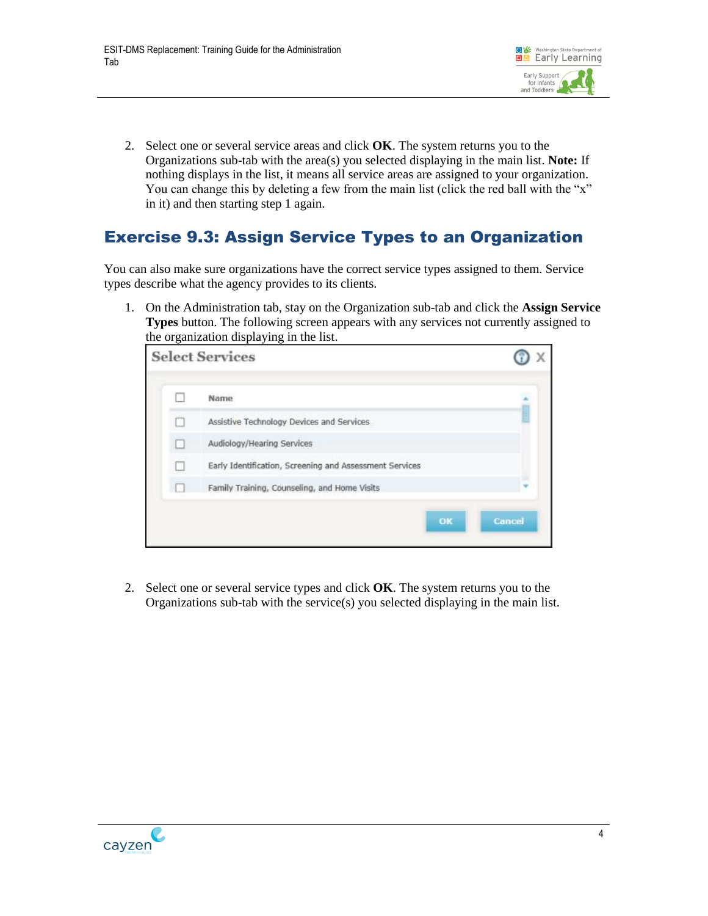2. Select one or several service areas and click **OK**. The system returns you to the Organizations sub-tab with the area(s) you selected displaying in the main list. **Note:** If nothing displays in the list, it means all service areas are assigned to your organization. You can change this by deleting a few from the main list (click the red ball with the "x" in it) and then starting step 1 again.

## Exercise 9.3: Assign Service Types to an Organization

You can also make sure organizations have the correct service types assigned to them. Service types describe what the agency provides to its clients.

1. On the Administration tab, stay on the Organization sub-tab and click the **Assign Service Types** button. The following screen appears with any services not currently assigned to the organization displaying in the list.

2. Select one or several service types and click **OK**. The system returns you to the Organizations sub-tab with the service(s) you selected displaying in the main list.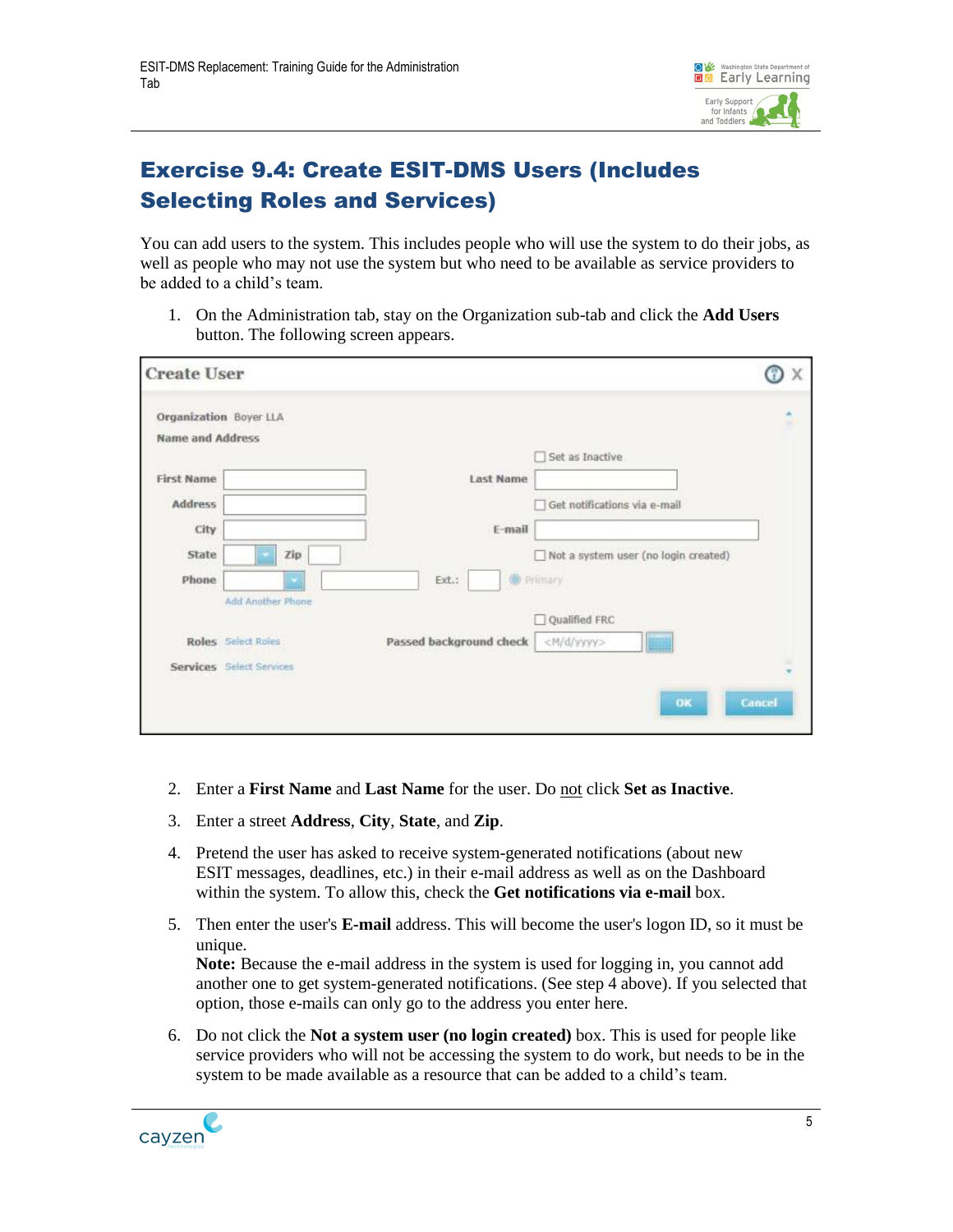# Exercise 9.4: Create ESIT-DMS Users (Includes Selecting Roles and Services)

You can add users to the system. This includes people who will use the system to do their jobs, as well as people who may not use the system but who need to be available as service providers to be added to a child's team.

1. On the Administration tab, stay on the Organization sub-tab and click the **Add Users** button. The following screen appears.

2. Enter a **First Name** and **Last Name** for the user. Do not click **Set as Inactive**.

3. Enter a street **Address**, **City**, **State**, and **Zip**.

4. Pretend the user has asked to receive system-generated notifications (about new ESIT messages, deadlines, etc.) in their e-mail address as well as on the Dashboard within the system. To allow this, check the **Get notifications via e-mail** box.

5. Then enter the user's **E-mail** address. This will become the user's logon ID, so it must be unique.
   **Note:** Because the e-mail address in the system is used for logging in, you cannot add another one to get system-generated notifications. (See step 4 above). If you selected that option, those e-mails can only go to the address you enter here.

6. Do not click the **Not a system user (no login created)** box. This is used for people like service providers who will not be accessing the system to do work, but needs to be in the system to be made available as a resource that can be added to a child's team.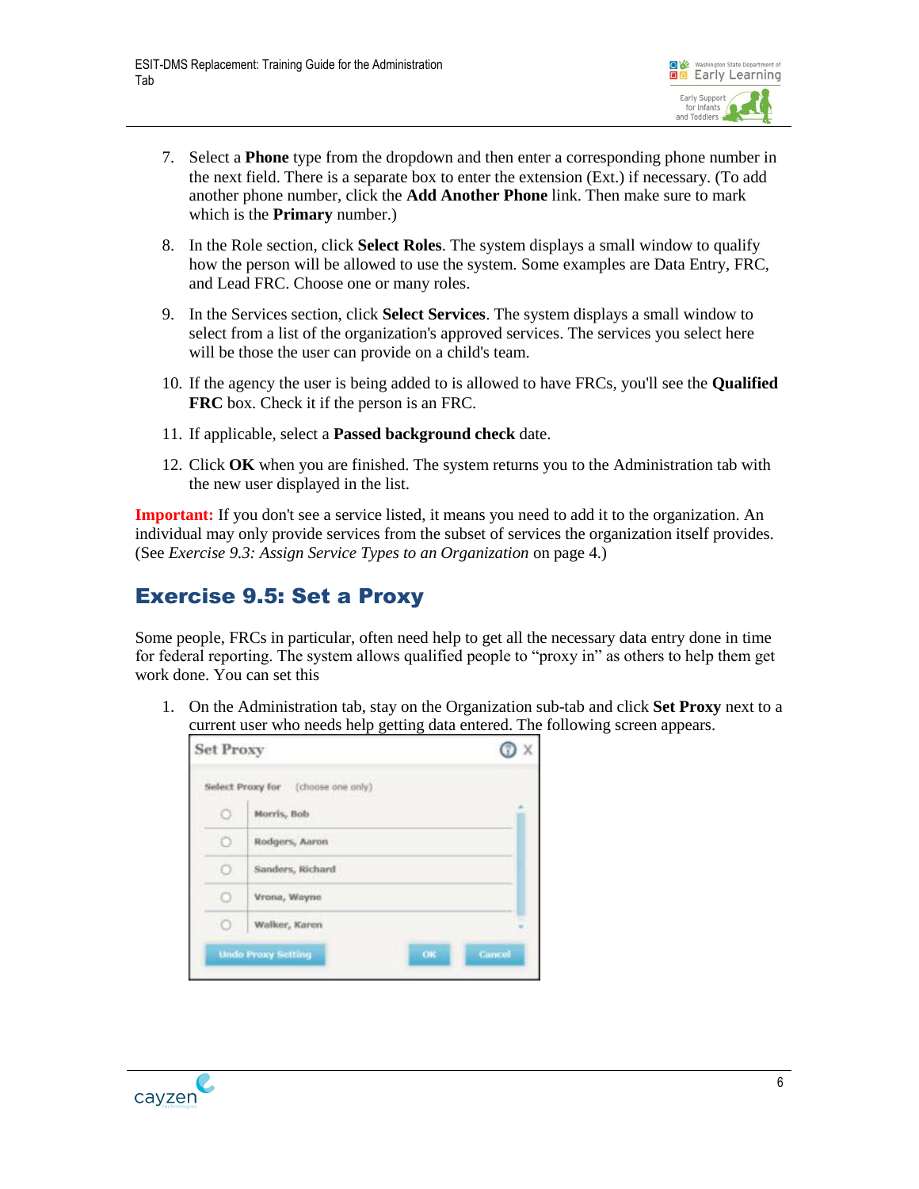7. Select a **Phone** type from the dropdown and then enter a corresponding phone number in the next field. There is a separate box to enter the extension (Ext.) if necessary. (To add another phone number, click the **Add Another Phone** link. Then make sure to mark which is the **Primary** number.)

8. In the Role section, click **Select Roles**. The system displays a small window to qualify how the person will be allowed to use the system. Some examples are Data Entry, FRC, and Lead FRC. Choose one or many roles.

9. In the Services section, click **Select Services**. The system displays a small window to select from a list of the organization's approved services. The services you select here will be those the user can provide on a child's team.

10. If the agency the user is being added to is allowed to have FRCs, you'll see the **Qualified FRC** box. Check it if the person is an FRC.

11. If applicable, select a **Passed background check** date.

12. Click **OK** when you are finished. The system returns you to the Administration tab with the new user displayed in the list.

**Important:** If you don't see a service listed, it means you need to add it to the organization. An individual may only provide services from the subset of services the organization itself provides. (See *Exercise 9.3: Assign Service Types to an Organization* on page 4.)

## Exercise 9.5: Set a Proxy

Some people, FRCs in particular, often need help to get all the necessary data entry done in time for federal reporting. The system allows qualified people to "proxy in" as others to help them get work done. You can set this

1. On the Administration tab, stay on the Organization sub-tab and click **Set Proxy** next to a current user who needs help getting data entered. The following screen appears.

Set Proxy

Select Proxy for (choose one only)

- Morris, Bob
- Rodgers, Aaron
- Sanders, Richard
- Vrona, Wayne
- Walker, Karen

Undo Proxy Setting | OK | Cancel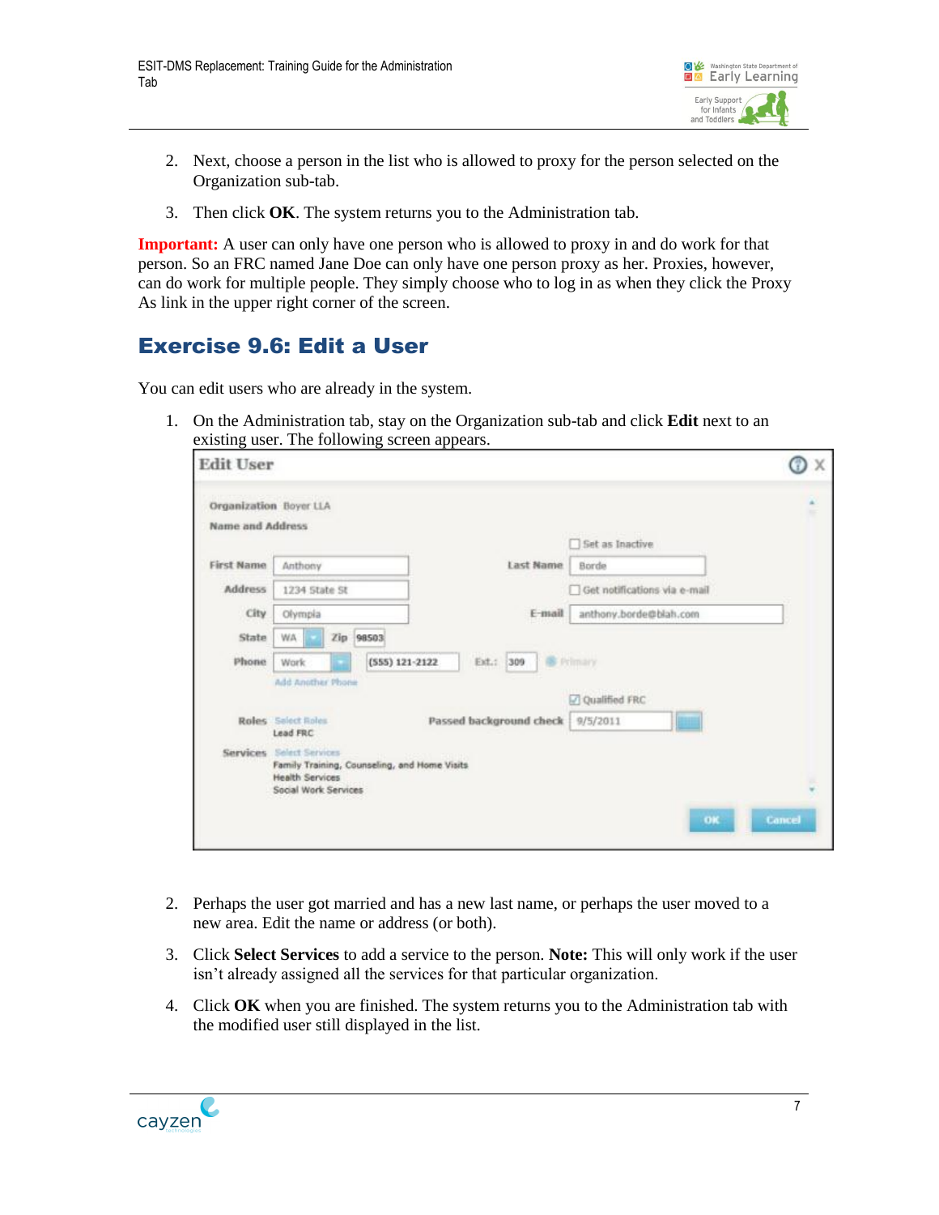2. Next, choose a person in the list who is allowed to proxy for the person selected on the Organization sub-tab.

3. Then click **OK**. The system returns you to the Administration tab.

**Important:** A user can only have one person who is allowed to proxy in and do work for that person. So an FRC named Jane Doe can only have one person proxy as her. Proxies, however, can do work for multiple people. They simply choose who to log in as when they click the Proxy As link in the upper right corner of the screen.

## Exercise 9.6: Edit a User

You can edit users who are already in the system.

1. On the Administration tab, stay on the Organization sub-tab and click **Edit** next to an existing user. The following screen appears.

2. Perhaps the user got married and has a new last name, or perhaps the user moved to a new area. Edit the name or address (or both).

3. Click **Select Services** to add a service to the person. **Note:** This will only work if the user isn't already assigned all the services for that particular organization.

4. Click **OK** when you are finished. The system returns you to the Administration tab with the modified user still displayed in the list.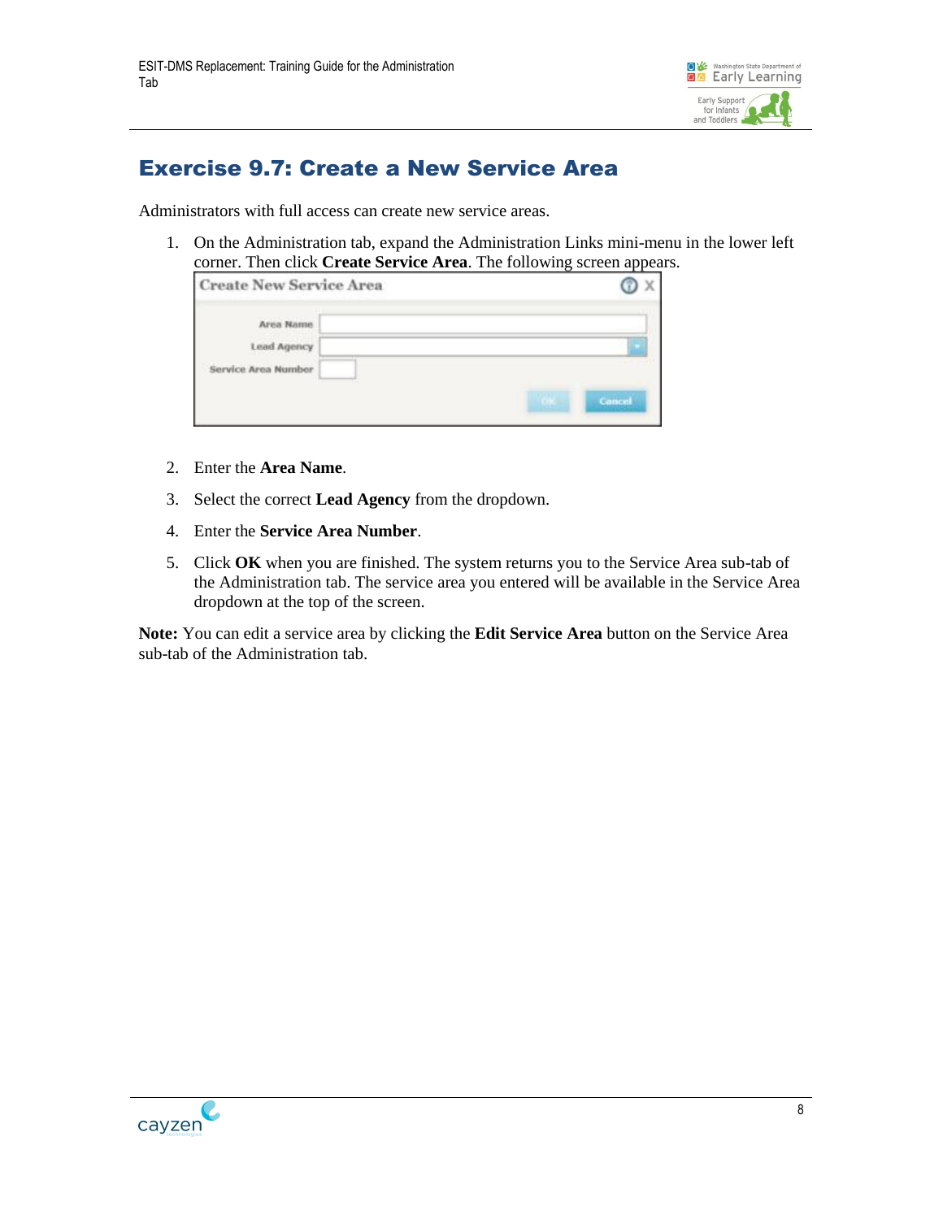# Exercise 9.7: Create a New Service Area

Administrators with full access can create new service areas.

1. On the Administration tab, expand the Administration Links mini-menu in the lower left corner. Then click **Create Service Area**. The following screen appears.

2. Enter the **Area Name**.
3. Select the correct **Lead Agency** from the dropdown.
4. Enter the **Service Area Number**.
5. Click **OK** when you are finished. The system returns you to the Service Area sub-tab of the Administration tab. The service area you entered will be available in the Service Area dropdown at the top of the screen.

**Note:** You can edit a service area by clicking the **Edit Service Area** button on the Service Area sub-tab of the Administration tab.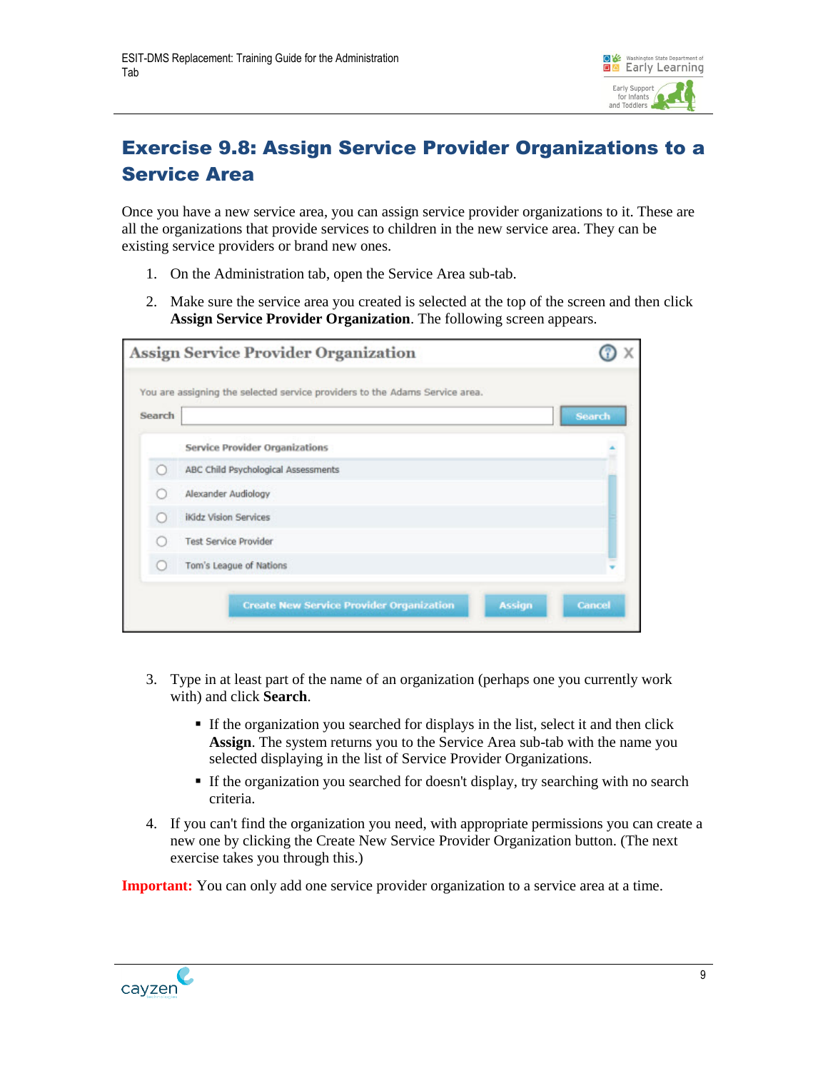# Exercise 9.8: Assign Service Provider Organizations to a Service Area

Once you have a new service area, you can assign service provider organizations to it. These are all the organizations that provide services to children in the new service area. They can be existing service providers or brand new ones.

1. On the Administration tab, open the Service Area sub-tab.
2. Make sure the service area you created is selected at the top of the screen and then click **Assign Service Provider Organization**. The following screen appears.

3. Type in at least part of the name of an organization (perhaps one you currently work with) and click **Search**.
   - If the organization you searched for displays in the list, select it and then click **Assign**. The system returns you to the Service Area sub-tab with the name you selected displaying in the list of Service Provider Organizations.
   - If the organization you searched for doesn't display, try searching with no search criteria.
4. If you can't find the organization you need, with appropriate permissions you can create a new one by clicking the Create New Service Provider Organization button. (The next exercise takes you through this.)

**Important:** You can only add one service provider organization to a service area at a time.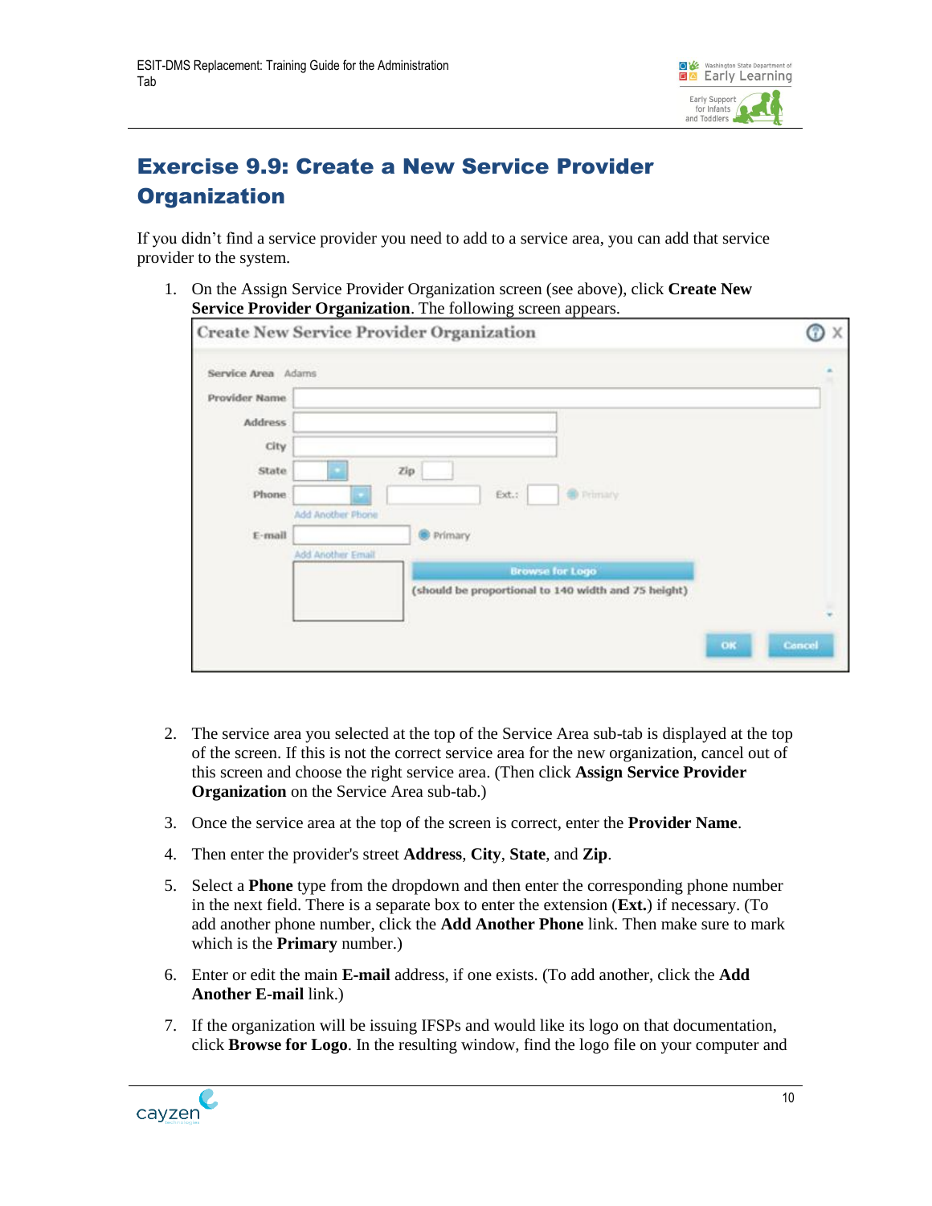## Exercise 9.9: Create a New Service Provider Organization

If you didn't find a service provider you need to add to a service area, you can add that service provider to the system.

1. On the Assign Service Provider Organization screen (see above), click **Create New Service Provider Organization**. The following screen appears.

2. The service area you selected at the top of the Service Area sub-tab is displayed at the top of the screen. If this is not the correct service area for the new organization, cancel out of this screen and choose the right service area. (Then click **Assign Service Provider Organization** on the Service Area sub-tab.)

3. Once the service area at the top of the screen is correct, enter the **Provider Name**.

4. Then enter the provider's street **Address**, **City**, **State**, and **Zip**.

5. Select a **Phone** type from the dropdown and then enter the corresponding phone number in the next field. There is a separate box to enter the extension (**Ext.**) if necessary. (To add another phone number, click the **Add Another Phone** link. Then make sure to mark which is the **Primary** number.)

6. Enter or edit the main **E-mail** address, if one exists. (To add another, click the **Add Another E-mail** link.)

7. If the organization will be issuing IFSPs and would like its logo on that documentation, click **Browse for Logo**. In the resulting window, find the logo file on your computer and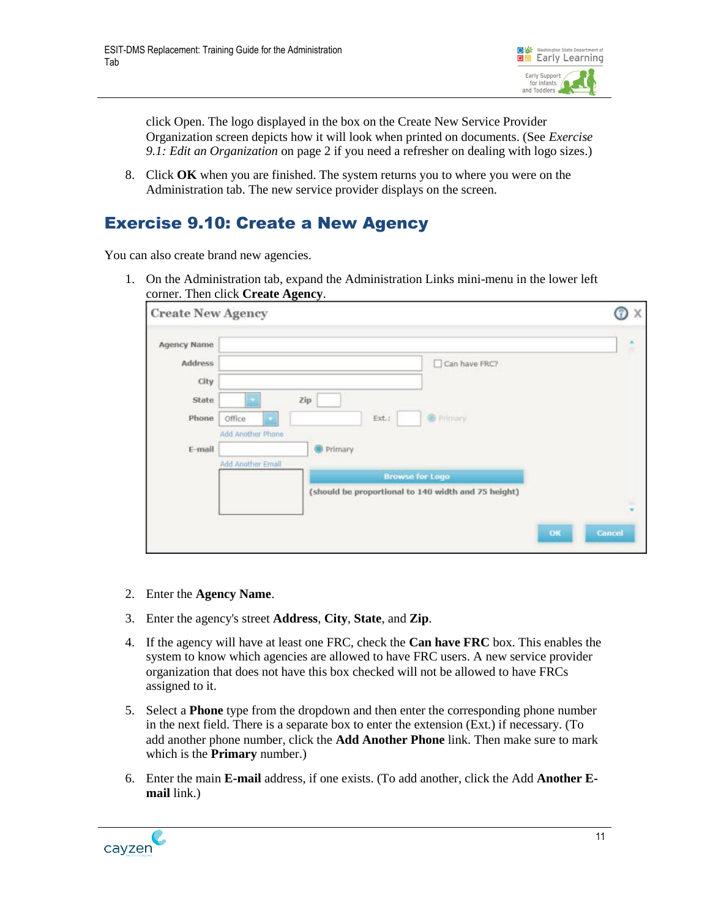click Open. The logo displayed in the box on the Create New Service Provider Organization screen depicts how it will look when printed on documents. (See *Exercise 9.1: Edit an Organization* on page 2 if you need a refresher on dealing with logo sizes.)

8. Click **OK** when you are finished. The system returns you to where you were on the Administration tab. The new service provider displays on the screen.

## Exercise 9.10: Create a New Agency

You can also create brand new agencies.

1. On the Administration tab, expand the Administration Links mini-menu in the lower left corner. Then click **Create Agency**.

2. Enter the **Agency Name**.

3. Enter the agency's street **Address**, **City**, **State**, and **Zip**.

4. If the agency will have at least one FRC, check the **Can have FRC** box. This enables the system to know which agencies are allowed to have FRC users. A new service provider organization that does not have this box checked will not be allowed to have FRCs assigned to it.

5. Select a **Phone** type from the dropdown and then enter the corresponding phone number in the next field. There is a separate box to enter the extension (Ext.) if necessary. (To add another phone number, click the **Add Another Phone** link. Then make sure to mark which is the **Primary** number.)

6. Enter the main **E-mail** address, if one exists. (To add another, click the Add **Another E-mail** link.)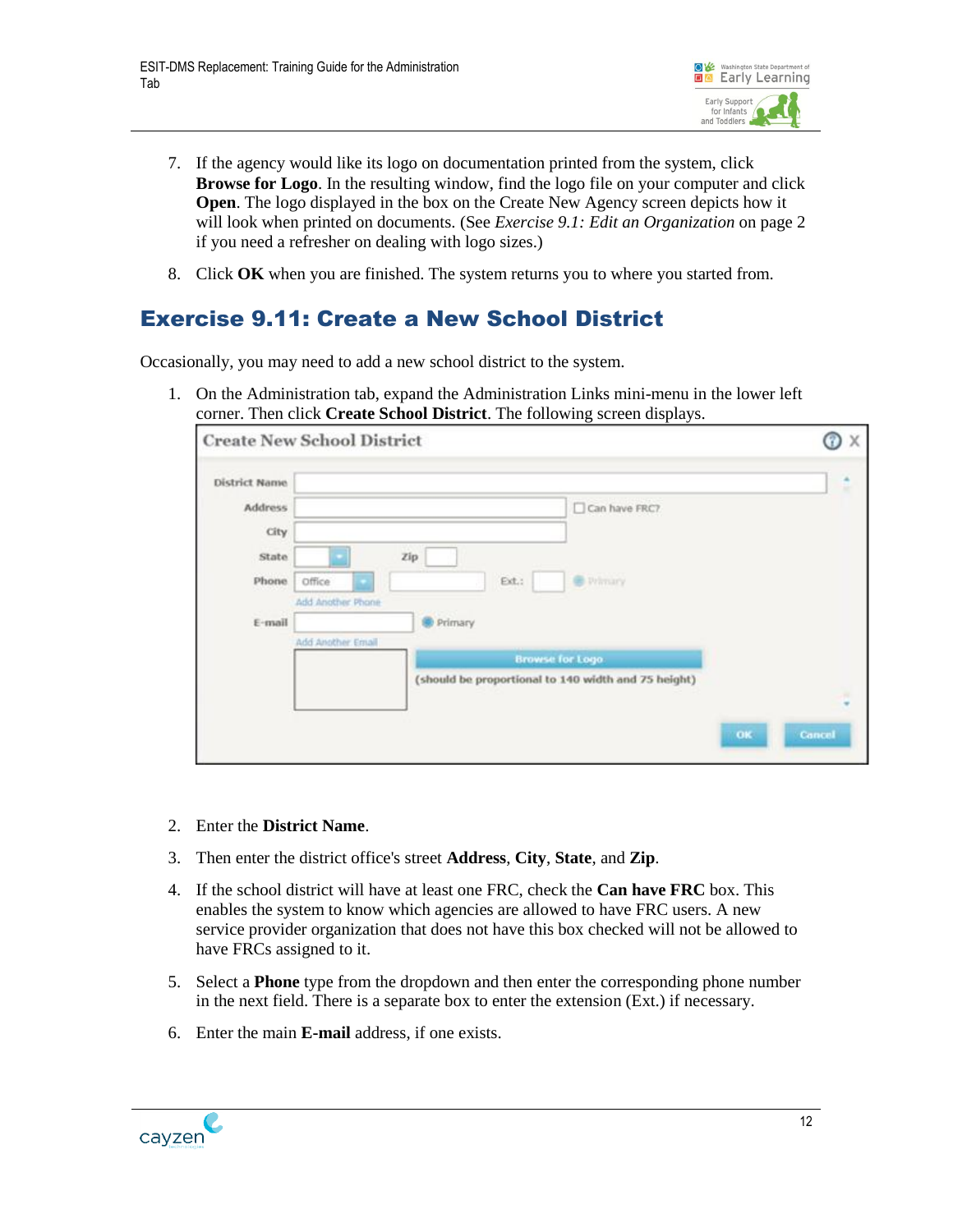7. If the agency would like its logo on documentation printed from the system, click **Browse for Logo**. In the resulting window, find the logo file on your computer and click **Open**. The logo displayed in the box on the Create New Agency screen depicts how it will look when printed on documents. (See *Exercise 9.1: Edit an Organization* on page 2 if you need a refresher on dealing with logo sizes.)

8. Click **OK** when you are finished. The system returns you to where you started from.

## Exercise 9.11: Create a New School District

Occasionally, you may need to add a new school district to the system.

1. On the Administration tab, expand the Administration Links mini-menu in the lower left corner. Then click **Create School District**. The following screen displays.

2. Enter the **District Name**.

3. Then enter the district office's street **Address**, **City**, **State**, and **Zip**.

4. If the school district will have at least one FRC, check the **Can have FRC** box. This enables the system to know which agencies are allowed to have FRC users. A new service provider organization that does not have this box checked will not be allowed to have FRCs assigned to it.

5. Select a **Phone** type from the dropdown and then enter the corresponding phone number in the next field. There is a separate box to enter the extension (Ext.) if necessary.

6. Enter the main **E-mail** address, if one exists.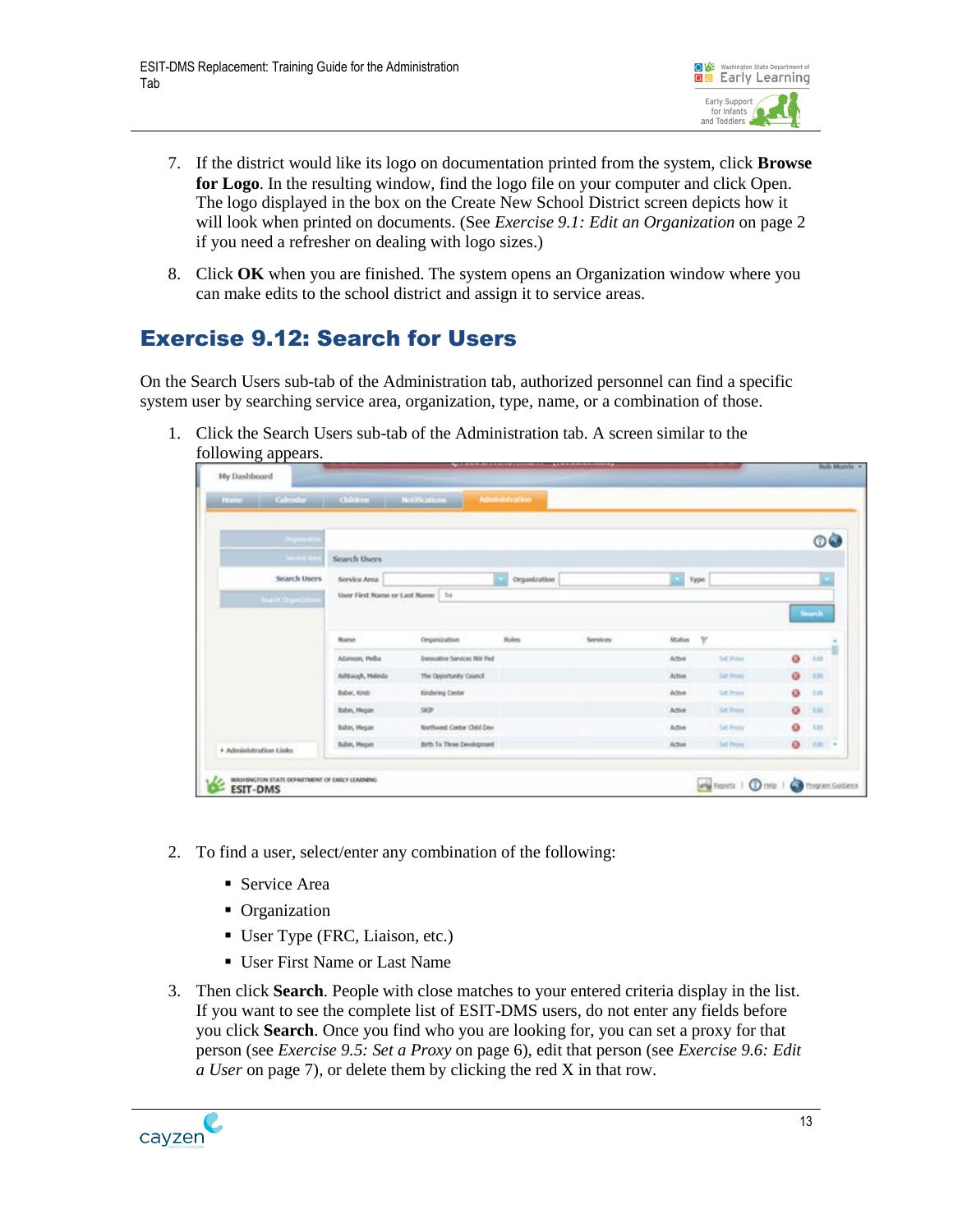7. If the district would like its logo on documentation printed from the system, click **Browse for Logo**. In the resulting window, find the logo file on your computer and click Open. The logo displayed in the box on the Create New School District screen depicts how it will look when printed on documents. (See *Exercise 9.1: Edit an Organization* on page 2 if you need a refresher on dealing with logo sizes.)

8. Click **OK** when you are finished. The system opens an Organization window where you can make edits to the school district and assign it to service areas.

## Exercise 9.12: Search for Users

On the Search Users sub-tab of the Administration tab, authorized personnel can find a specific system user by searching service area, organization, type, name, or a combination of those.

1. Click the Search Users sub-tab of the Administration tab. A screen similar to the following appears.

2. To find a user, select/enter any combination of the following:
   - Service Area
   - Organization
   - User Type (FRC, Liaison, etc.)
   - User First Name or Last Name

3. Then click **Search**. People with close matches to your entered criteria display in the list. If you want to see the complete list of ESIT-DMS users, do not enter any fields before you click **Search**. Once you find who you are looking for, you can set a proxy for that person (see *Exercise 9.5: Set a Proxy* on page 6), edit that person (see *Exercise 9.6: Edit a User* on page 7), or delete them by clicking the red X in that row.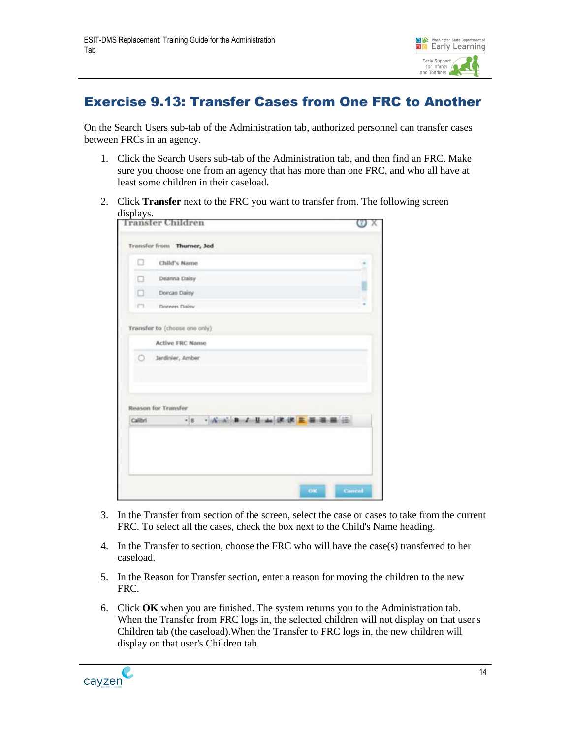# Exercise 9.13: Transfer Cases from One FRC to Another

On the Search Users sub-tab of the Administration tab, authorized personnel can transfer cases between FRCs in an agency.

1. Click the Search Users sub-tab of the Administration tab, and then find an FRC. Make sure you choose one from an agency that has more than one FRC, and who all have at least some children in their caseload.
2. Click **Transfer** next to the FRC you want to transfer from. The following screen displays.
3. In the Transfer from section of the screen, select the case or cases to take from the current FRC. To select all the cases, check the box next to the Child's Name heading.
4. In the Transfer to section, choose the FRC who will have the case(s) transferred to her caseload.
5. In the Reason for Transfer section, enter a reason for moving the children to the new FRC.
6. Click **OK** when you are finished. The system returns you to the Administration tab. When the Transfer from FRC logs in, the selected children will not display on that user's Children tab (the caseload).When the Transfer to FRC logs in, the new children will display on that user's Children tab.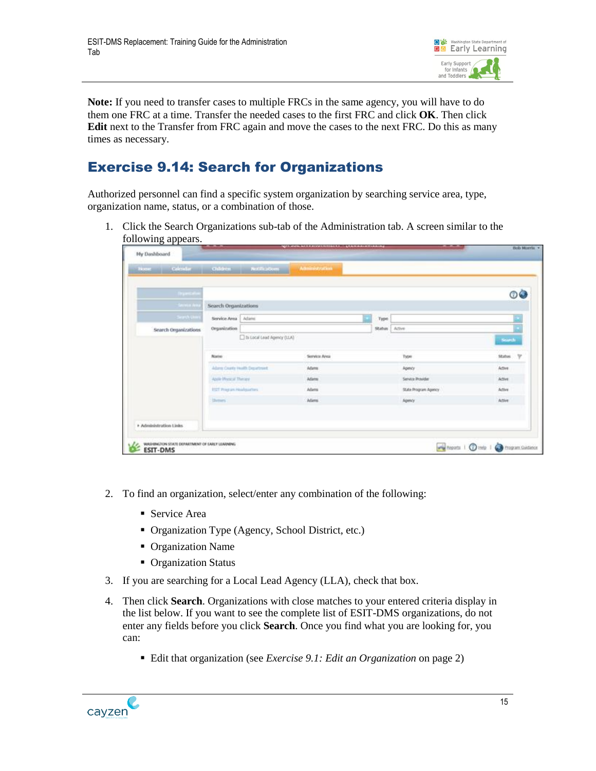**Note:** If you need to transfer cases to multiple FRCs in the same agency, you will have to do them one FRC at a time. Transfer the needed cases to the first FRC and click **OK**. Then click **Edit** next to the Transfer from FRC again and move the cases to the next FRC. Do this as many times as necessary.

## Exercise 9.14: Search for Organizations

Authorized personnel can find a specific system organization by searching service area, type, organization name, status, or a combination of those.

1. Click the Search Organizations sub-tab of the Administration tab. A screen similar to the following appears.

2. To find an organization, select/enter any combination of the following:
   - Service Area
   - Organization Type (Agency, School District, etc.)
   - Organization Name
   - Organization Status

3. If you are searching for a Local Lead Agency (LLA), check that box.

4. Then click **Search**. Organizations with close matches to your entered criteria display in the list below. If you want to see the complete list of ESIT-DMS organizations, do not enter any fields before you click **Search**. Once you find what you are looking for, you can:
   - Edit that organization (see *Exercise 9.1: Edit an Organization* on page 2)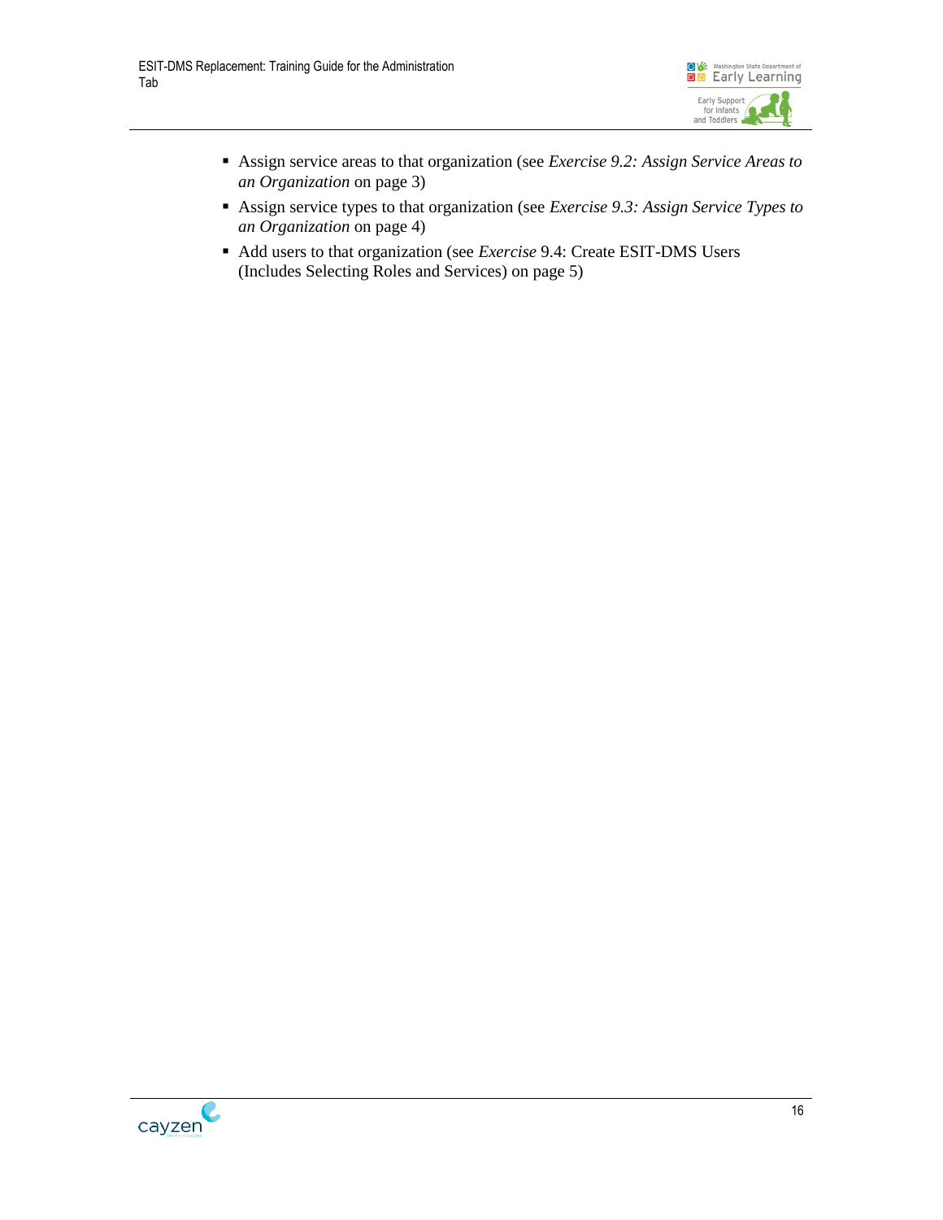- Assign service areas to that organization (see *Exercise 9.2: Assign Service Areas to an Organization* on page 3)
- Assign service types to that organization (see *Exercise 9.3: Assign Service Types to an Organization* on page 4)
- Add users to that organization (see *Exercise* 9.4: Create ESIT-DMS Users (Includes Selecting Roles and Services) on page 5)